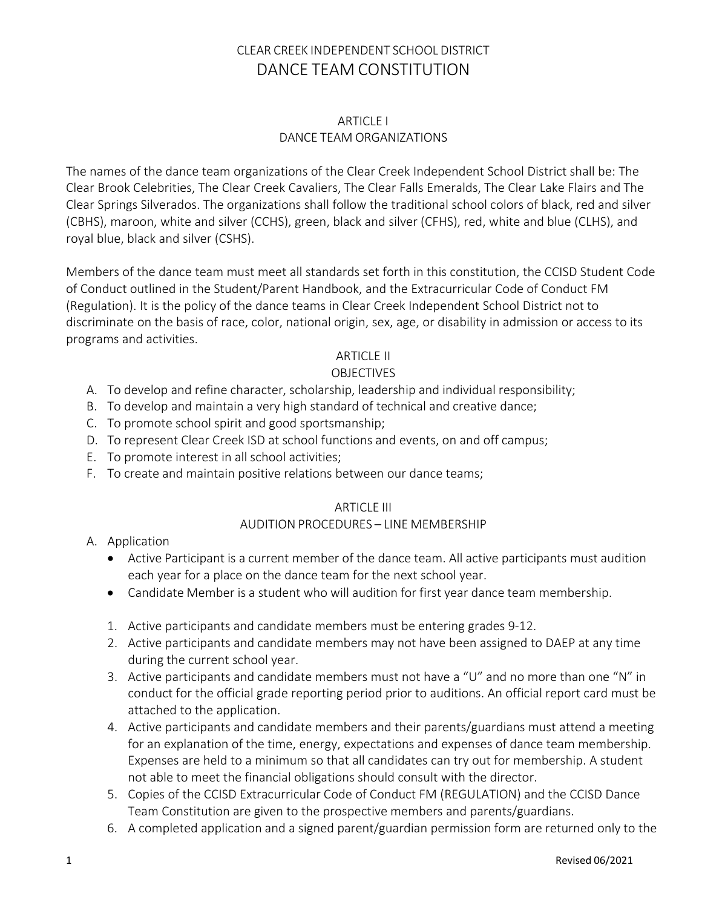# CLEAR CREEK INDEPENDENT SCHOOL DISTRICT
# DANCE TEAM CONSTITUTION

## ARTICLE I
## DANCE TEAM ORGANIZATIONS

The names of the dance team organizations of the Clear Creek Independent School District shall be: The Clear Brook Celebrities, The Clear Creek Cavaliers, The Clear Falls Emeralds, The Clear Lake Flairs and The Clear Springs Silverados. The organizations shall follow the traditional school colors of black, red and silver (CBHS), maroon, white and silver (CCHS), green, black and silver (CFHS), red, white and blue (CLHS), and royal blue, black and silver (CSHS).

Members of the dance team must meet all standards set forth in this constitution, the CCISD Student Code of Conduct outlined in the Student/Parent Handbook, and the Extracurricular Code of Conduct FM (Regulation). It is the policy of the dance teams in Clear Creek Independent School District not to discriminate on the basis of race, color, national origin, sex, age, or disability in admission or access to its programs and activities.

## ARTICLE II
## OBJECTIVES

A. To develop and refine character, scholarship, leadership and individual responsibility;
B. To develop and maintain a very high standard of technical and creative dance;
C. To promote school spirit and good sportsmanship;
D. To represent Clear Creek ISD at school functions and events, on and off campus;
E. To promote interest in all school activities;
F. To create and maintain positive relations between our dance teams;

## ARTICLE III
## AUDITION PROCEDURES – LINE MEMBERSHIP

A. Application
   - Active Participant is a current member of the dance team. All active participants must audition each year for a place on the dance team for the next school year.
   - Candidate Member is a student who will audition for first year dance team membership.

   1. Active participants and candidate members must be entering grades 9-12.
   2. Active participants and candidate members may not have been assigned to DAEP at any time during the current school year.
   3. Active participants and candidate members must not have a "U" and no more than one "N" in conduct for the official grade reporting period prior to auditions. An official report card must be attached to the application.
   4. Active participants and candidate members and their parents/guardians must attend a meeting for an explanation of the time, energy, expectations and expenses of dance team membership. Expenses are held to a minimum so that all candidates can try out for membership. A student not able to meet the financial obligations should consult with the director.
   5. Copies of the CCISD Extracurricular Code of Conduct FM (REGULATION) and the CCISD Dance Team Constitution are given to the prospective members and parents/guardians.
   6. A completed application and a signed parent/guardian permission form are returned only to the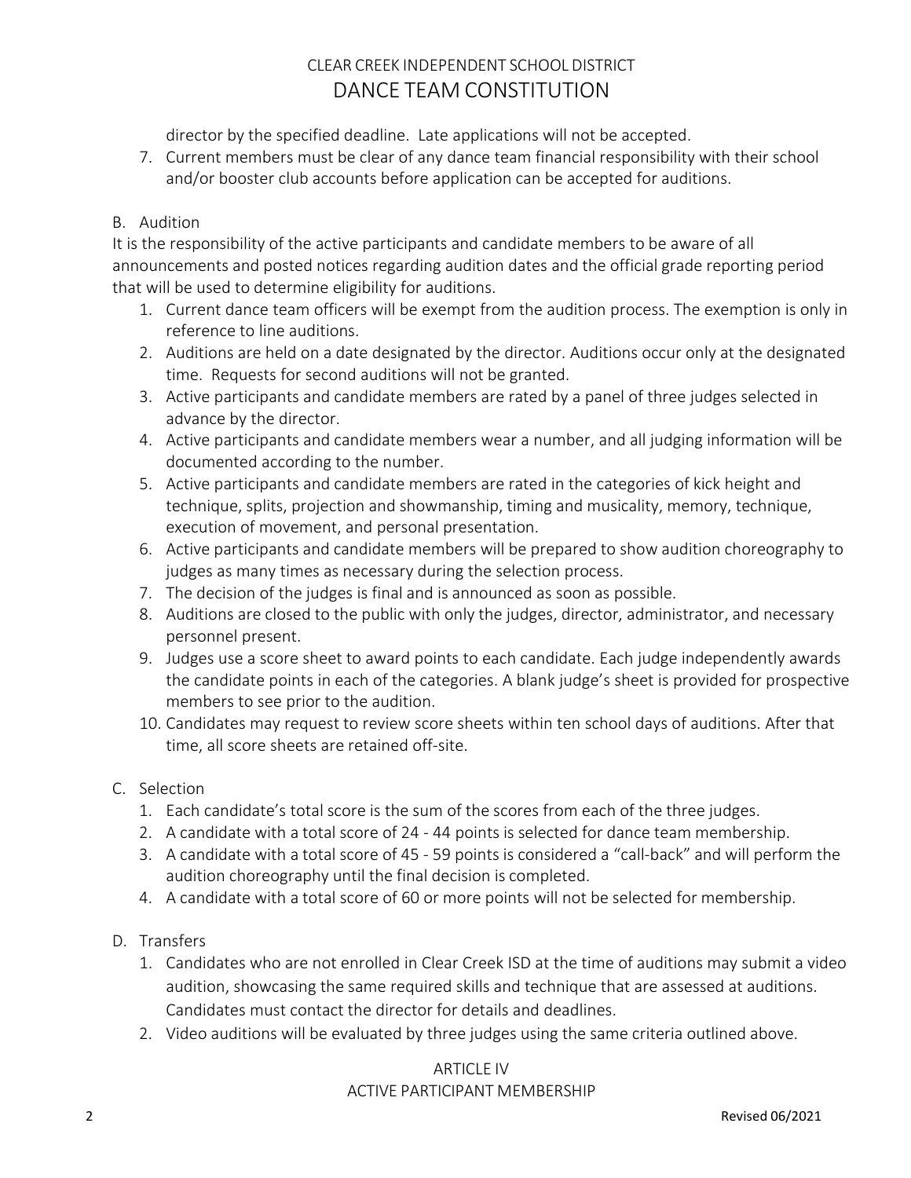director by the specified deadline. Late applications will not be accepted.

7. Current members must be clear of any dance team financial responsibility with their school and/or booster club accounts before application can be accepted for auditions.

B. Audition

It is the responsibility of the active participants and candidate members to be aware of all announcements and posted notices regarding audition dates and the official grade reporting period that will be used to determine eligibility for auditions.

1. Current dance team officers will be exempt from the audition process. The exemption is only in reference to line auditions.
2. Auditions are held on a date designated by the director. Auditions occur only at the designated time. Requests for second auditions will not be granted.
3. Active participants and candidate members are rated by a panel of three judges selected in advance by the director.
4. Active participants and candidate members wear a number, and all judging information will be documented according to the number.
5. Active participants and candidate members are rated in the categories of kick height and technique, splits, projection and showmanship, timing and musicality, memory, technique, execution of movement, and personal presentation.
6. Active participants and candidate members will be prepared to show audition choreography to judges as many times as necessary during the selection process.
7. The decision of the judges is final and is announced as soon as possible.
8. Auditions are closed to the public with only the judges, director, administrator, and necessary personnel present.
9. Judges use a score sheet to award points to each candidate. Each judge independently awards the candidate points in each of the categories. A blank judge's sheet is provided for prospective members to see prior to the audition.
10. Candidates may request to review score sheets within ten school days of auditions. After that time, all score sheets are retained off-site.

C. Selection

1. Each candidate's total score is the sum of the scores from each of the three judges.
2. A candidate with a total score of 24 - 44 points is selected for dance team membership.
3. A candidate with a total score of 45 - 59 points is considered a "call-back" and will perform the audition choreography until the final decision is completed.
4. A candidate with a total score of 60 or more points will not be selected for membership.

D. Transfers

1. Candidates who are not enrolled in Clear Creek ISD at the time of auditions may submit a video audition, showcasing the same required skills and technique that are assessed at auditions. Candidates must contact the director for details and deadlines.
2. Video auditions will be evaluated by three judges using the same criteria outlined above.

## ARTICLE IV
## ACTIVE PARTICIPANT MEMBERSHIP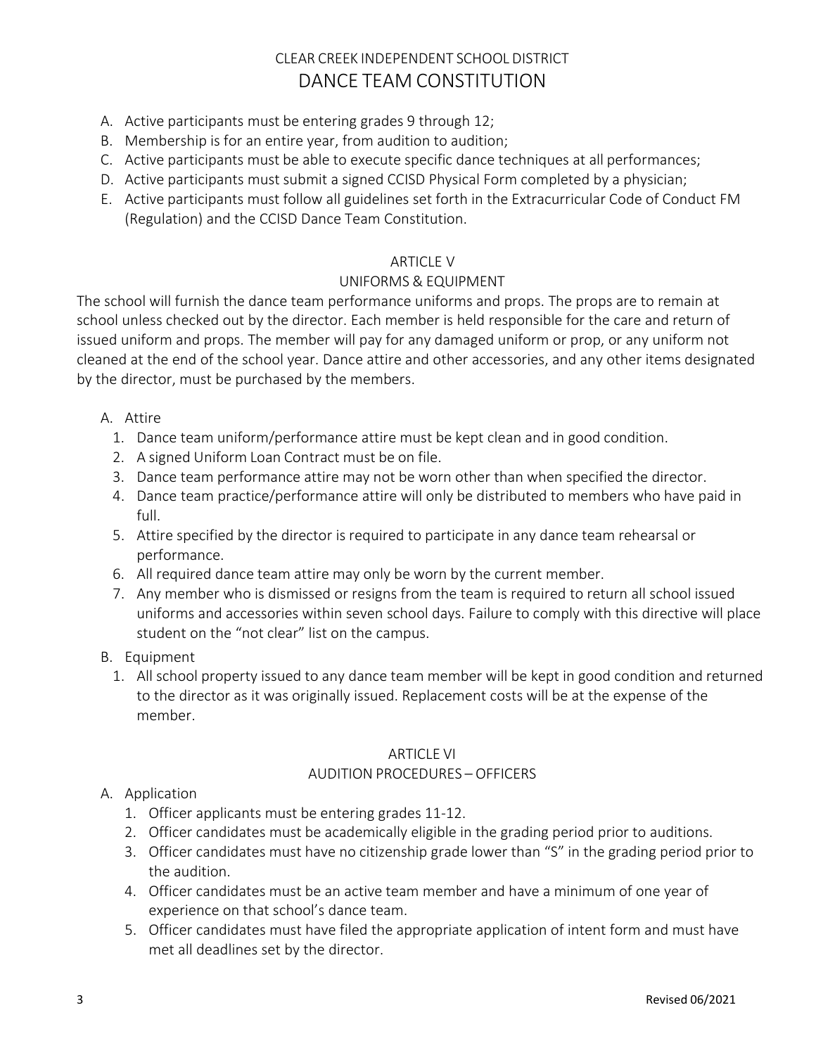A. Active participants must be entering grades 9 through 12;
B. Membership is for an entire year, from audition to audition;
C. Active participants must be able to execute specific dance techniques at all performances;
D. Active participants must submit a signed CCISD Physical Form completed by a physician;
E. Active participants must follow all guidelines set forth in the Extracurricular Code of Conduct FM (Regulation) and the CCISD Dance Team Constitution.

## ARTICLE V
## UNIFORMS & EQUIPMENT

The school will furnish the dance team performance uniforms and props. The props are to remain at school unless checked out by the director. Each member is held responsible for the care and return of issued uniform and props. The member will pay for any damaged uniform or prop, or any uniform not cleaned at the end of the school year. Dance attire and other accessories, and any other items designated by the director, must be purchased by the members.

A. Attire
   1. Dance team uniform/performance attire must be kept clean and in good condition.
   2. A signed Uniform Loan Contract must be on file.
   3. Dance team performance attire may not be worn other than when specified the director.
   4. Dance team practice/performance attire will only be distributed to members who have paid in full.
   5. Attire specified by the director is required to participate in any dance team rehearsal or performance.
   6. All required dance team attire may only be worn by the current member.
   7. Any member who is dismissed or resigns from the team is required to return all school issued uniforms and accessories within seven school days. Failure to comply with this directive will place student on the "not clear" list on the campus.
B. Equipment
   1. All school property issued to any dance team member will be kept in good condition and returned to the director as it was originally issued. Replacement costs will be at the expense of the member.

## ARTICLE VI
## AUDITION PROCEDURES – OFFICERS

A. Application
   1. Officer applicants must be entering grades 11-12.
   2. Officer candidates must be academically eligible in the grading period prior to auditions.
   3. Officer candidates must have no citizenship grade lower than "S" in the grading period prior to the audition.
   4. Officer candidates must be an active team member and have a minimum of one year of experience on that school's dance team.
   5. Officer candidates must have filed the appropriate application of intent form and must have met all deadlines set by the director.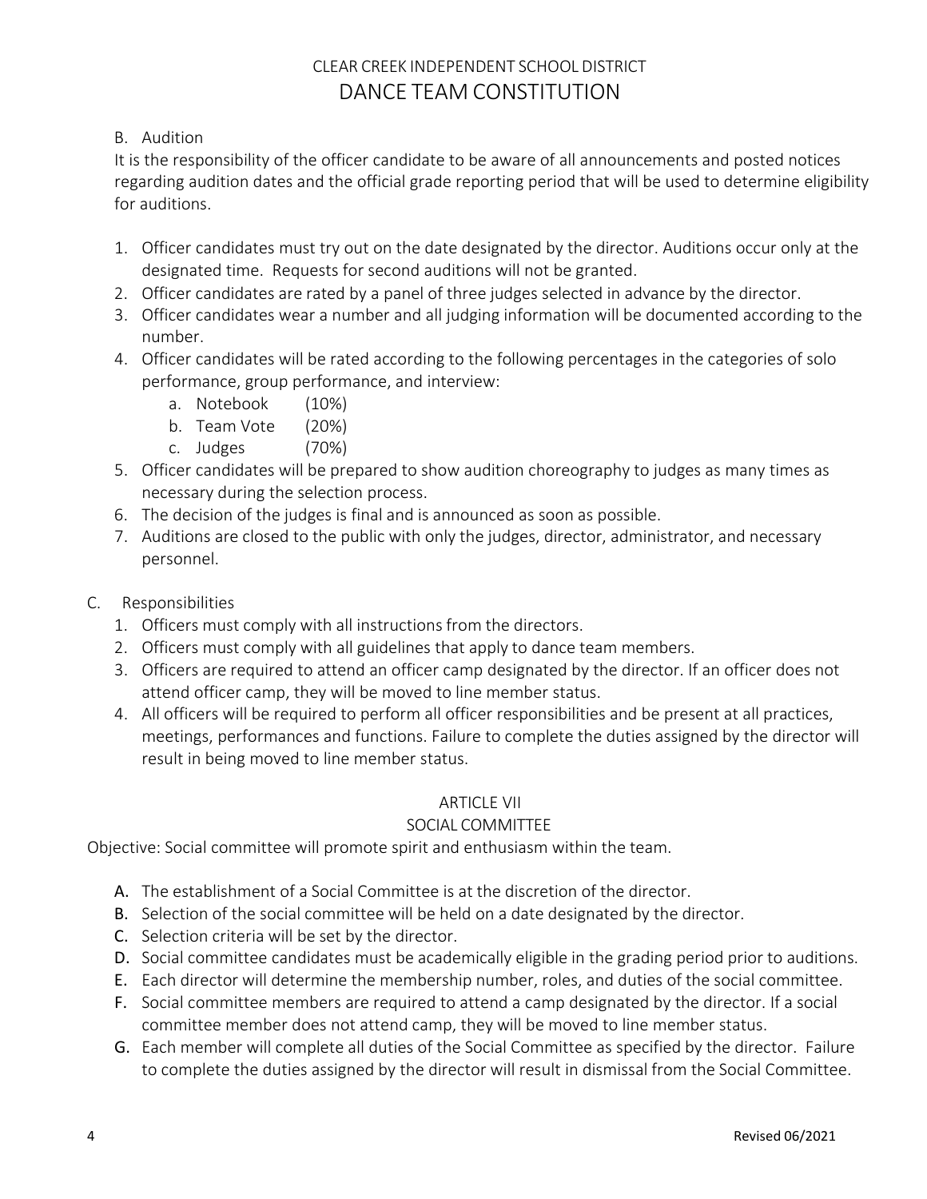B. Audition

It is the responsibility of the officer candidate to be aware of all announcements and posted notices regarding audition dates and the official grade reporting period that will be used to determine eligibility for auditions.

1. Officer candidates must try out on the date designated by the director. Auditions occur only at the designated time. Requests for second auditions will not be granted.
2. Officer candidates are rated by a panel of three judges selected in advance by the director.
3. Officer candidates wear a number and all judging information will be documented according to the number.
4. Officer candidates will be rated according to the following percentages in the categories of solo performance, group performance, and interview:
   a. Notebook (10%)
   b. Team Vote (20%)
   c. Judges (70%)
5. Officer candidates will be prepared to show audition choreography to judges as many times as necessary during the selection process.
6. The decision of the judges is final and is announced as soon as possible.
7. Auditions are closed to the public with only the judges, director, administrator, and necessary personnel.

C. Responsibilities

1. Officers must comply with all instructions from the directors.
2. Officers must comply with all guidelines that apply to dance team members.
3. Officers are required to attend an officer camp designated by the director. If an officer does not attend officer camp, they will be moved to line member status.
4. All officers will be required to perform all officer responsibilities and be present at all practices, meetings, performances and functions. Failure to complete the duties assigned by the director will result in being moved to line member status.

## ARTICLE VII
## SOCIAL COMMITTEE

Objective: Social committee will promote spirit and enthusiasm within the team.

A. The establishment of a Social Committee is at the discretion of the director.
B. Selection of the social committee will be held on a date designated by the director.
C. Selection criteria will be set by the director.
D. Social committee candidates must be academically eligible in the grading period prior to auditions.
E. Each director will determine the membership number, roles, and duties of the social committee.
F. Social committee members are required to attend a camp designated by the director. If a social committee member does not attend camp, they will be moved to line member status.
G. Each member will complete all duties of the Social Committee as specified by the director. Failure to complete the duties assigned by the director will result in dismissal from the Social Committee.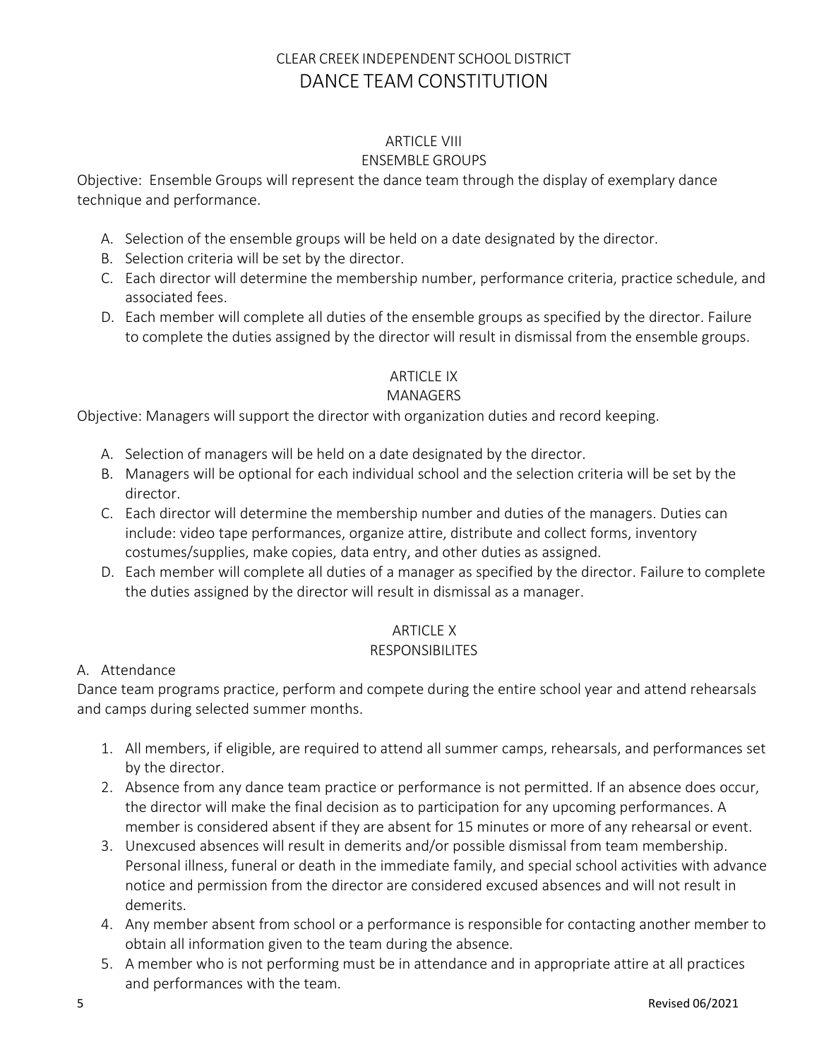CLEAR CREEK INDEPENDENT SCHOOL DISTRICT

# DANCE TEAM CONSTITUTION

## ARTICLE VIII
## ENSEMBLE GROUPS

Objective: Ensemble Groups will represent the dance team through the display of exemplary dance technique and performance.

A. Selection of the ensemble groups will be held on a date designated by the director.
B. Selection criteria will be set by the director.
C. Each director will determine the membership number, performance criteria, practice schedule, and associated fees.
D. Each member will complete all duties of the ensemble groups as specified by the director. Failure to complete the duties assigned by the director will result in dismissal from the ensemble groups.

## ARTICLE IX
## MANAGERS

Objective: Managers will support the director with organization duties and record keeping.

A. Selection of managers will be held on a date designated by the director.
B. Managers will be optional for each individual school and the selection criteria will be set by the director.
C. Each director will determine the membership number and duties of the managers. Duties can include: video tape performances, organize attire, distribute and collect forms, inventory costumes/supplies, make copies, data entry, and other duties as assigned.
D. Each member will complete all duties of a manager as specified by the director. Failure to complete the duties assigned by the director will result in dismissal as a manager.

## ARTICLE X
## RESPONSIBILITES

A. Attendance

Dance team programs practice, perform and compete during the entire school year and attend rehearsals and camps during selected summer months.

1. All members, if eligible, are required to attend all summer camps, rehearsals, and performances set by the director.
2. Absence from any dance team practice or performance is not permitted. If an absence does occur, the director will make the final decision as to participation for any upcoming performances. A member is considered absent if they are absent for 15 minutes or more of any rehearsal or event.
3. Unexcused absences will result in demerits and/or possible dismissal from team membership. Personal illness, funeral or death in the immediate family, and special school activities with advance notice and permission from the director are considered excused absences and will not result in demerits.
4. Any member absent from school or a performance is responsible for contacting another member to obtain all information given to the team during the absence.
5. A member who is not performing must be in attendance and in appropriate attire at all practices and performances with the team.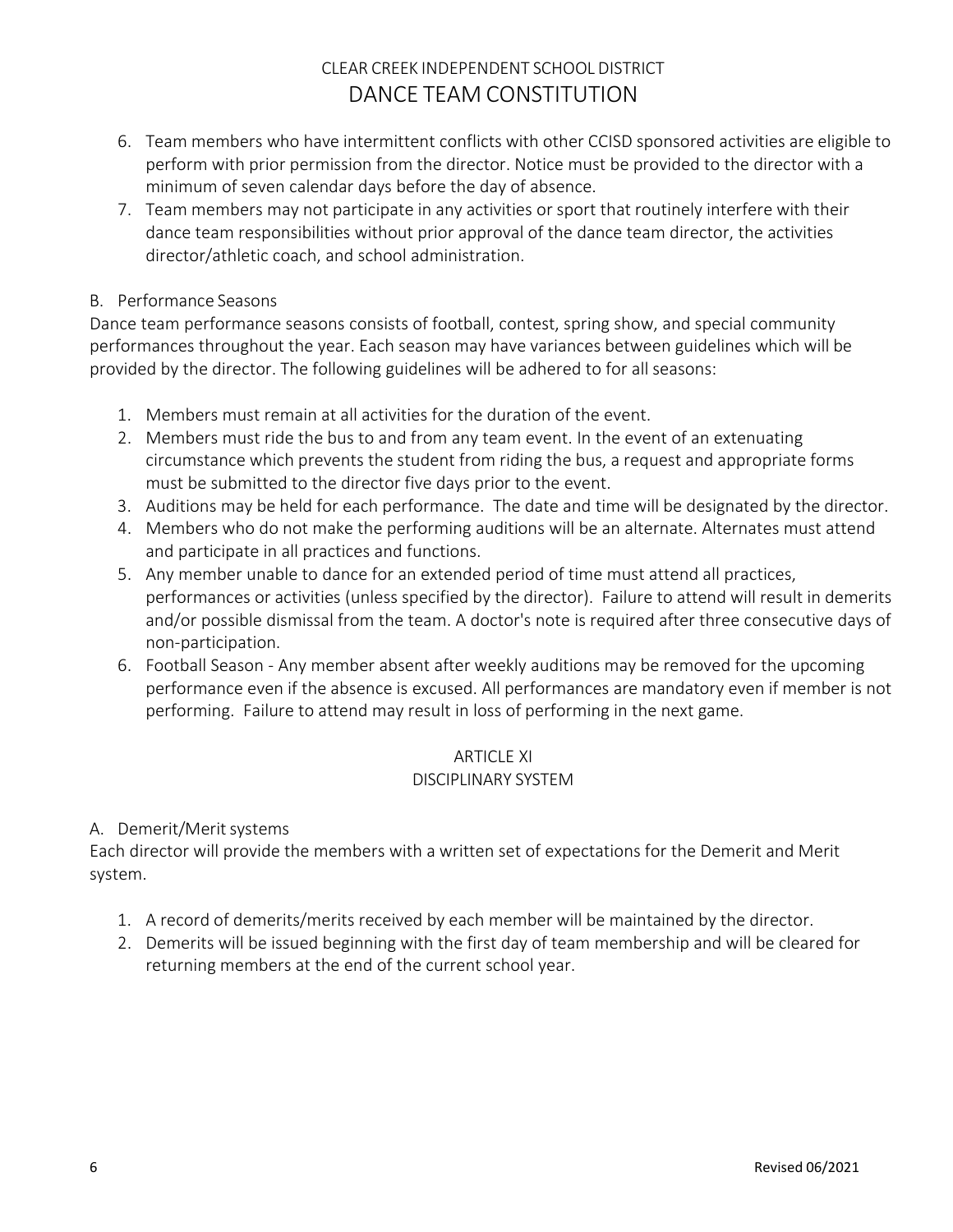6. Team members who have intermittent conflicts with other CCISD sponsored activities are eligible to perform with prior permission from the director. Notice must be provided to the director with a minimum of seven calendar days before the day of absence.
7. Team members may not participate in any activities or sport that routinely interfere with their dance team responsibilities without prior approval of the dance team director, the activities director/athletic coach, and school administration.

B. Performance Seasons

Dance team performance seasons consists of football, contest, spring show, and special community performances throughout the year. Each season may have variances between guidelines which will be provided by the director. The following guidelines will be adhered to for all seasons:

1. Members must remain at all activities for the duration of the event.
2. Members must ride the bus to and from any team event. In the event of an extenuating circumstance which prevents the student from riding the bus, a request and appropriate forms must be submitted to the director five days prior to the event.
3. Auditions may be held for each performance. The date and time will be designated by the director.
4. Members who do not make the performing auditions will be an alternate. Alternates must attend and participate in all practices and functions.
5. Any member unable to dance for an extended period of time must attend all practices, performances or activities (unless specified by the director). Failure to attend will result in demerits and/or possible dismissal from the team. A doctor's note is required after three consecutive days of non-participation.
6. Football Season - Any member absent after weekly auditions may be removed for the upcoming performance even if the absence is excused. All performances are mandatory even if member is not performing. Failure to attend may result in loss of performing in the next game.

## ARTICLE XI
## DISCIPLINARY SYSTEM

A. Demerit/Merit systems

Each director will provide the members with a written set of expectations for the Demerit and Merit system.

1. A record of demerits/merits received by each member will be maintained by the director.
2. Demerits will be issued beginning with the first day of team membership and will be cleared for returning members at the end of the current school year.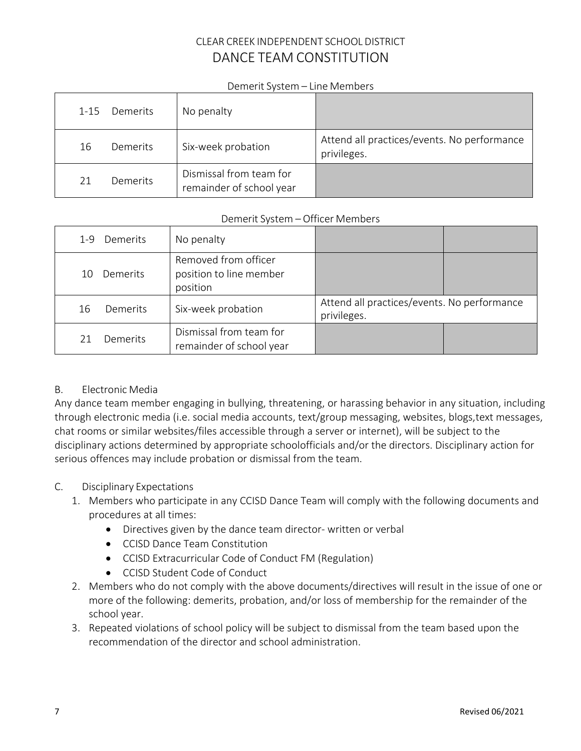CLEAR CREEK INDEPENDENT SCHOOL DISTRICT
DANCE TEAM CONSTITUTION

Demerit System – Line Members

| | | |
|---|---|---|
| 1-15 Demerits | No penalty | |
| 16 Demerits | Six-week probation | Attend all practices/events. No performance privileges. |
| 21 Demerits | Dismissal from team for remainder of school year | |

Demerit System – Officer Members

| | | | |
|---|---|---|---|
| 1-9 Demerits | No penalty | | |
| 10 Demerits | Removed from officer position to line member position | | |
| 16 Demerits | Six-week probation | Attend all practices/events. No performance privileges. | |
| 21 Demerits | Dismissal from team for remainder of school year | | |

B. Electronic Media

Any dance team member engaging in bullying, threatening, or harassing behavior in any situation, including through electronic media (i.e. social media accounts, text/group messaging, websites, blogs,text messages, chat rooms or similar websites/files accessible through a server or internet), will be subject to the disciplinary actions determined by appropriate schoolofficials and/or the directors. Disciplinary action for serious offences may include probation or dismissal from the team.

C. Disciplinary Expectations

1. Members who participate in any CCISD Dance Team will comply with the following documents and procedures at all times:
   - Directives given by the dance team director- written or verbal
   - CCISD Dance Team Constitution
   - CCISD Extracurricular Code of Conduct FM (Regulation)
   - CCISD Student Code of Conduct
2. Members who do not comply with the above documents/directives will result in the issue of one or more of the following: demerits, probation, and/or loss of membership for the remainder of the school year.
3. Repeated violations of school policy will be subject to dismissal from the team based upon the recommendation of the director and school administration.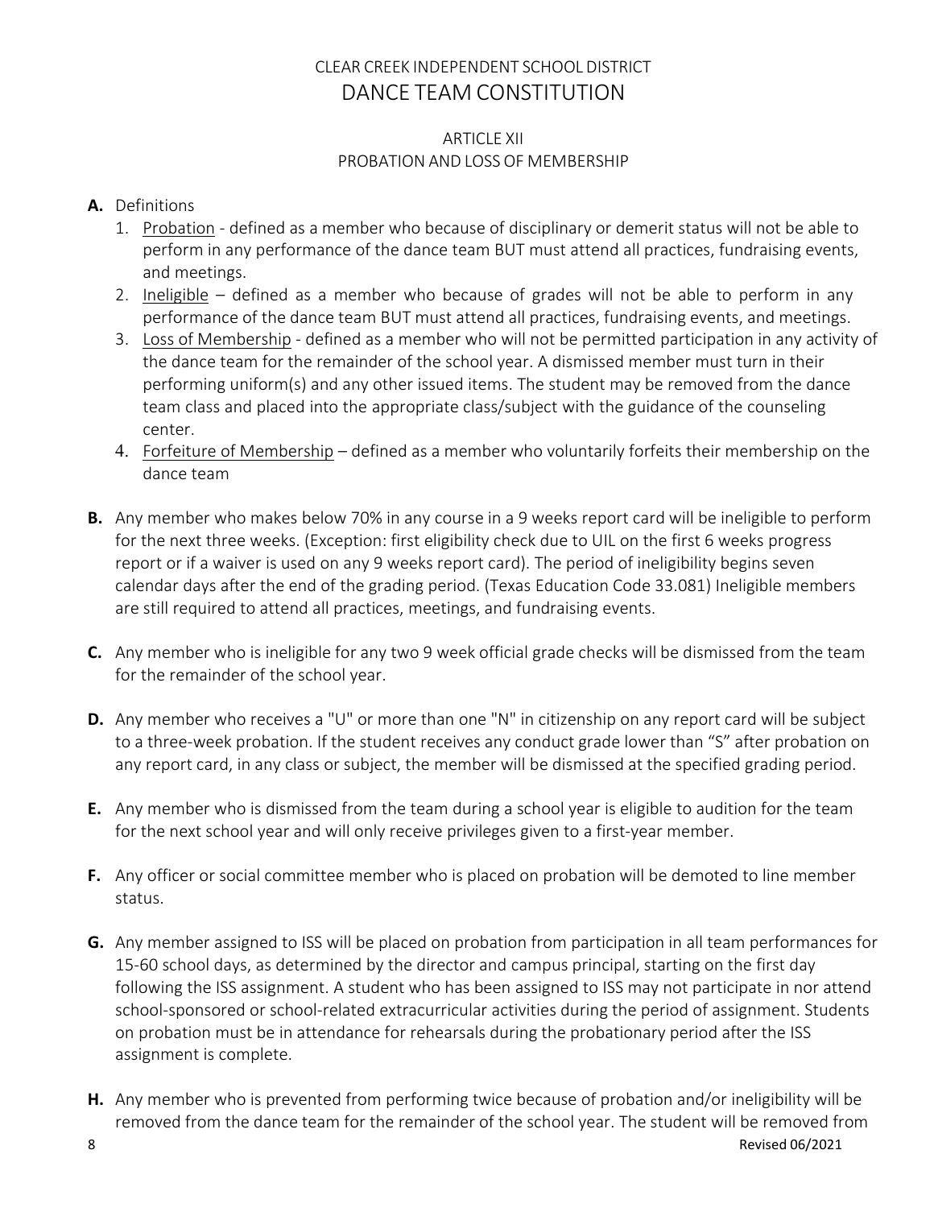# CLEAR CREEK INDEPENDENT SCHOOL DISTRICT
# DANCE TEAM CONSTITUTION

## ARTICLE XII
## PROBATION AND LOSS OF MEMBERSHIP

**A.** Definitions

1. Probation - defined as a member who because of disciplinary or demerit status will not be able to perform in any performance of the dance team BUT must attend all practices, fundraising events, and meetings.
2. Ineligible – defined as a member who because of grades will not be able to perform in any performance of the dance team BUT must attend all practices, fundraising events, and meetings.
3. Loss of Membership - defined as a member who will not be permitted participation in any activity of the dance team for the remainder of the school year. A dismissed member must turn in their performing uniform(s) and any other issued items. The student may be removed from the dance team class and placed into the appropriate class/subject with the guidance of the counseling center.
4. Forfeiture of Membership – defined as a member who voluntarily forfeits their membership on the dance team

**B.** Any member who makes below 70% in any course in a 9 weeks report card will be ineligible to perform for the next three weeks. (Exception: first eligibility check due to UIL on the first 6 weeks progress report or if a waiver is used on any 9 weeks report card). The period of ineligibility begins seven calendar days after the end of the grading period. (Texas Education Code 33.081) Ineligible members are still required to attend all practices, meetings, and fundraising events.

**C.** Any member who is ineligible for any two 9 week official grade checks will be dismissed from the team for the remainder of the school year.

**D.** Any member who receives a "U" or more than one "N" in citizenship on any report card will be subject to a three-week probation. If the student receives any conduct grade lower than "S" after probation on any report card, in any class or subject, the member will be dismissed at the specified grading period.

**E.** Any member who is dismissed from the team during a school year is eligible to audition for the team for the next school year and will only receive privileges given to a first-year member.

**F.** Any officer or social committee member who is placed on probation will be demoted to line member status.

**G.** Any member assigned to ISS will be placed on probation from participation in all team performances for 15-60 school days, as determined by the director and campus principal, starting on the first day following the ISS assignment. A student who has been assigned to ISS may not participate in nor attend school-sponsored or school-related extracurricular activities during the period of assignment. Students on probation must be in attendance for rehearsals during the probationary period after the ISS assignment is complete.

**H.** Any member who is prevented from performing twice because of probation and/or ineligibility will be removed from the dance team for the remainder of the school year. The student will be removed from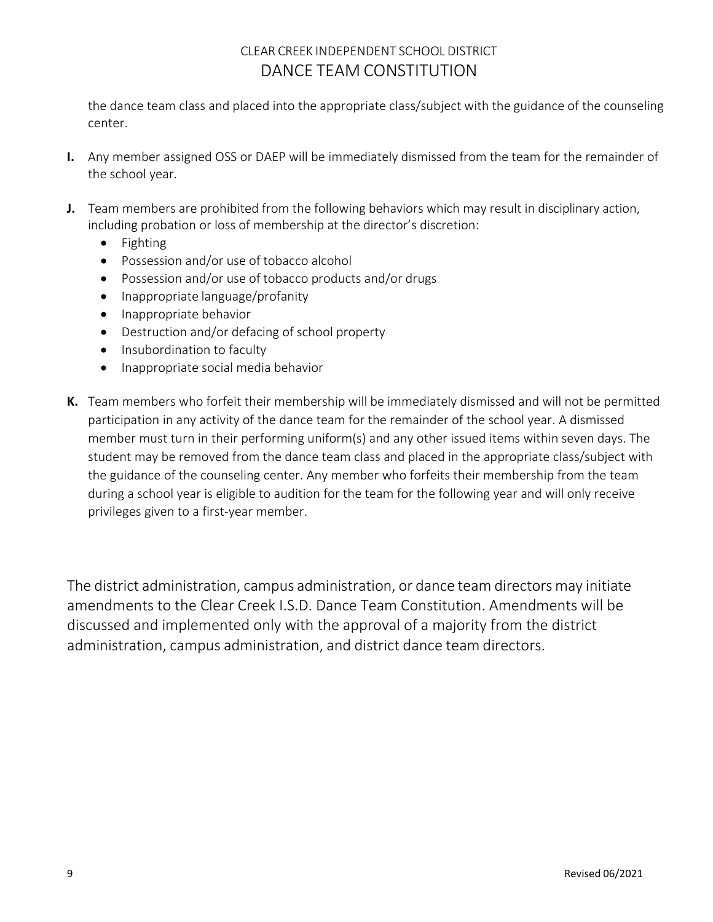the dance team class and placed into the appropriate class/subject with the guidance of the counseling center.

**I.** Any member assigned OSS or DAEP will be immediately dismissed from the team for the remainder of the school year.

**J.** Team members are prohibited from the following behaviors which may result in disciplinary action, including probation or loss of membership at the director's discretion:

- Fighting
- Possession and/or use of tobacco alcohol
- Possession and/or use of tobacco products and/or drugs
- Inappropriate language/profanity
- Inappropriate behavior
- Destruction and/or defacing of school property
- Insubordination to faculty
- Inappropriate social media behavior

**K.** Team members who forfeit their membership will be immediately dismissed and will not be permitted participation in any activity of the dance team for the remainder of the school year. A dismissed member must turn in their performing uniform(s) and any other issued items within seven days. The student may be removed from the dance team class and placed in the appropriate class/subject with the guidance of the counseling center. Any member who forfeits their membership from the team during a school year is eligible to audition for the team for the following year and will only receive privileges given to a first-year member.

The district administration, campus administration, or dance team directors may initiate amendments to the Clear Creek I.S.D. Dance Team Constitution. Amendments will be discussed and implemented only with the approval of a majority from the district administration, campus administration, and district dance team directors.